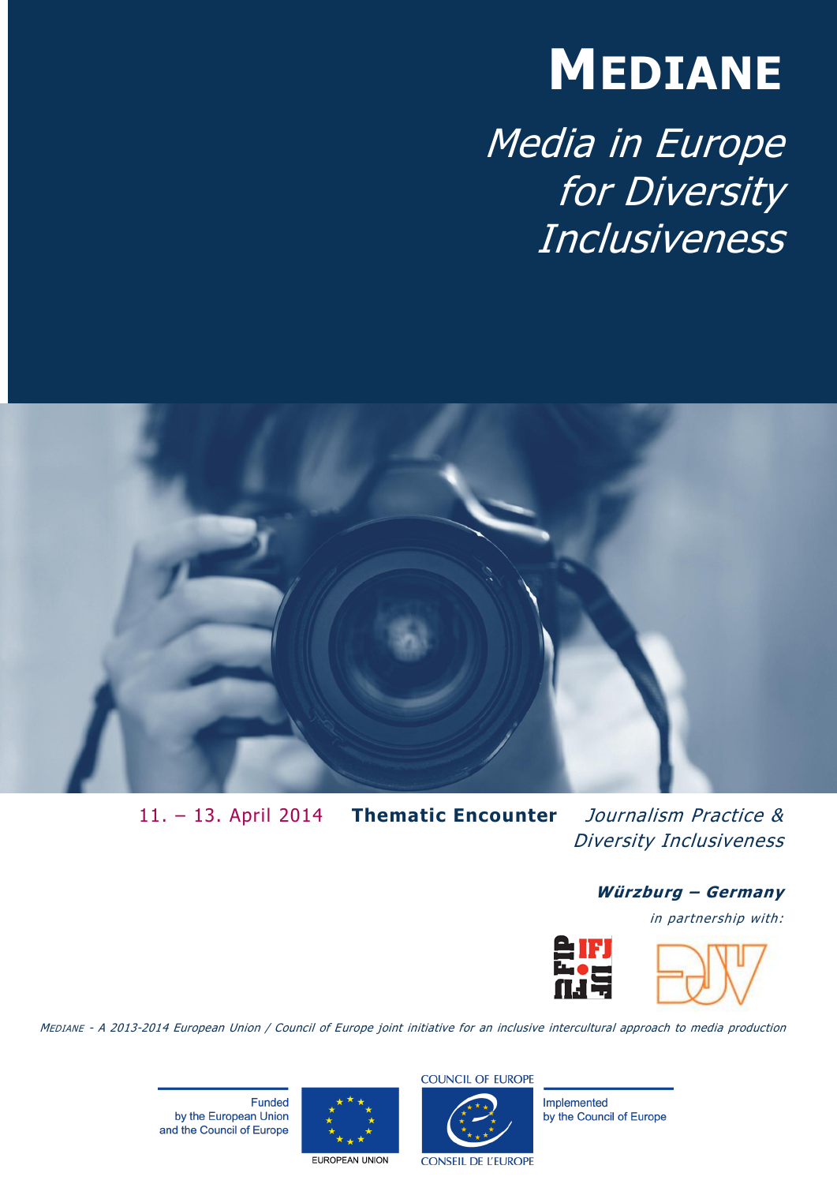# MEDIANE

## *Media in Europe for Diversity Inclusiveness*

11. – 13. April 2014 **Thematic Encounter** *Journalism Practice & Diversity Inclusiveness*

***Würzburg – Germany***

*in partnership with:*

IFJ FIJ DJV

*MEDIANE - A 2013-2014 European Union / Council of Europe joint initiative for an inclusive intercultural approach to media production*

Funded by the European Union and the Council of Europe

EUROPEAN UNION

COUNCIL OF EUROPE

CONSEIL DE L'EUROPE

Implemented by the Council of Europe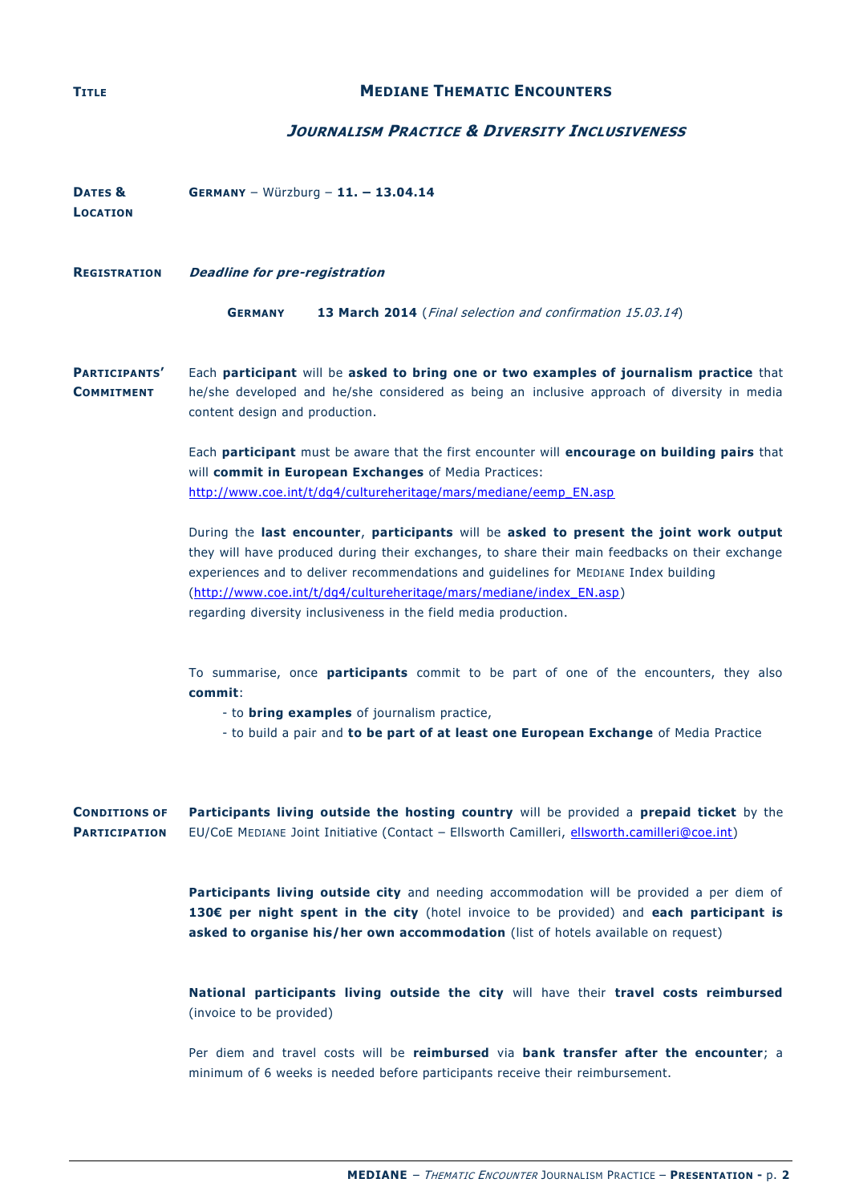**TITLE** — **MEDIANE THEMATIC ENCOUNTERS**

***JOURNALISM PRACTICE & DIVERSITY INCLUSIVENESS***

**DATES & LOCATION** — **GERMANY** – Würzburg – **11. – 13.04.14**

**REGISTRATION** — ***Deadline for pre-registration***

**GERMANY** **13 March 2014** (*Final selection and confirmation 15.03.14*)

**PARTICIPANTS' COMMITMENT**

Each **participant** will be **asked to bring one or two examples of journalism practice** that he/she developed and he/she considered as being an inclusive approach of diversity in media content design and production.

Each **participant** must be aware that the first encounter will **encourage on building pairs** that will **commit in European Exchanges** of Media Practices: http://www.coe.int/t/dg4/cultureheritage/mars/mediane/eemp_EN.asp

During the **last encounter**, **participants** will be **asked to present the joint work output** they will have produced during their exchanges, to share their main feedbacks on their exchange experiences and to deliver recommendations and guidelines for MEDIANE Index building (http://www.coe.int/t/dg4/cultureheritage/mars/mediane/index_EN.asp) regarding diversity inclusiveness in the field media production.

To summarise, once **participants** commit to be part of one of the encounters, they also **commit**:

- to **bring examples** of journalism practice,
- to build a pair and **to be part of at least one European Exchange** of Media Practice

**CONDITIONS OF PARTICIPATION**

**Participants living outside the hosting country** will be provided a **prepaid ticket** by the EU/CoE MEDIANE Joint Initiative (Contact – Ellsworth Camilleri, ellsworth.camilleri@coe.int)

**Participants living outside city** and needing accommodation will be provided a per diem of **130€ per night spent in the city** (hotel invoice to be provided) and **each participant is asked to organise his/her own accommodation** (list of hotels available on request)

**National participants living outside the city** will have their **travel costs reimbursed** (invoice to be provided)

Per diem and travel costs will be **reimbursed** via **bank transfer after the encounter**; a minimum of 6 weeks is needed before participants receive their reimbursement.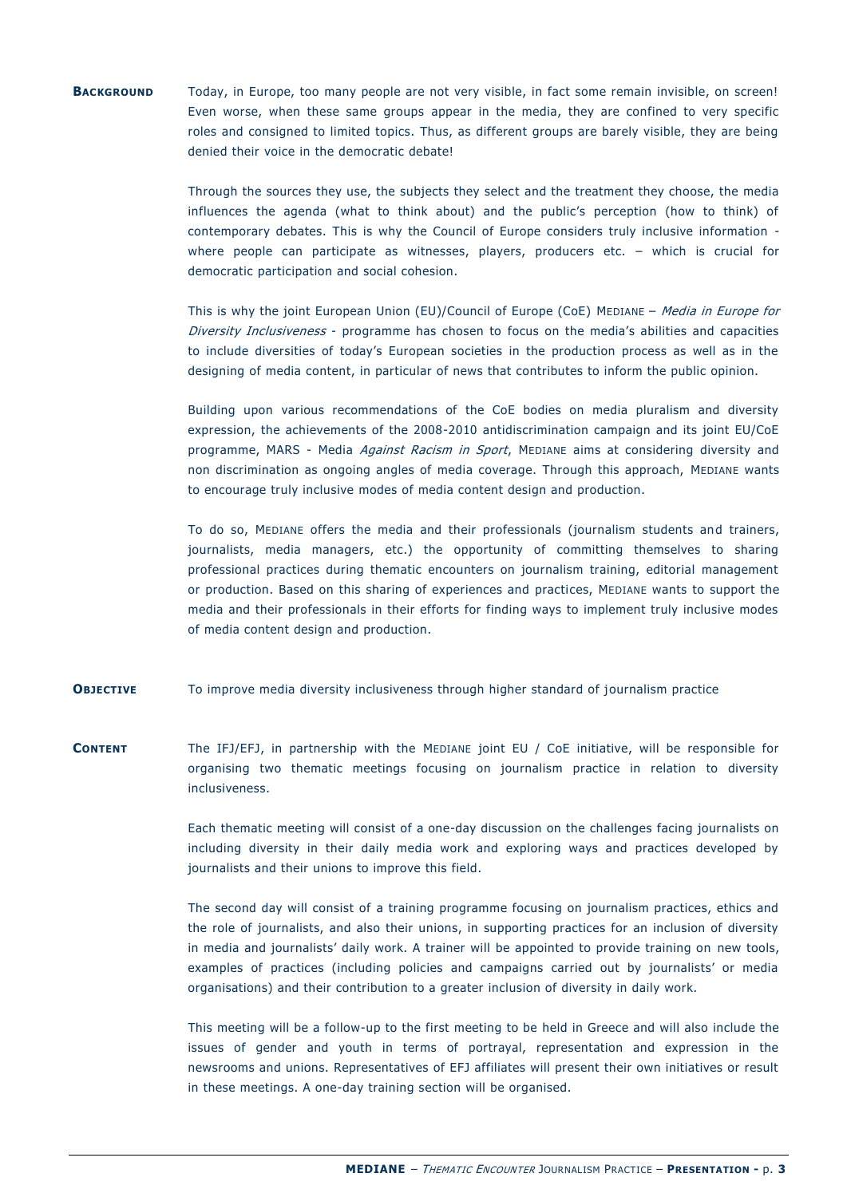**BACKGROUND**

Today, in Europe, too many people are not very visible, in fact some remain invisible, on screen! Even worse, when these same groups appear in the media, they are confined to very specific roles and consigned to limited topics. Thus, as different groups are barely visible, they are being denied their voice in the democratic debate!

Through the sources they use, the subjects they select and the treatment they choose, the media influences the agenda (what to think about) and the public's perception (how to think) of contemporary debates. This is why the Council of Europe considers truly inclusive information - where people can participate as witnesses, players, producers etc. – which is crucial for democratic participation and social cohesion.

This is why the joint European Union (EU)/Council of Europe (CoE) MEDIANE – *Media in Europe for Diversity Inclusiveness* - programme has chosen to focus on the media's abilities and capacities to include diversities of today's European societies in the production process as well as in the designing of media content, in particular of news that contributes to inform the public opinion.

Building upon various recommendations of the CoE bodies on media pluralism and diversity expression, the achievements of the 2008-2010 antidiscrimination campaign and its joint EU/CoE programme, MARS - Media *Against Racism in Sport*, MEDIANE aims at considering diversity and non discrimination as ongoing angles of media coverage. Through this approach, MEDIANE wants to encourage truly inclusive modes of media content design and production.

To do so, MEDIANE offers the media and their professionals (journalism students and trainers, journalists, media managers, etc.) the opportunity of committing themselves to sharing professional practices during thematic encounters on journalism training, editorial management or production. Based on this sharing of experiences and practices, MEDIANE wants to support the media and their professionals in their efforts for finding ways to implement truly inclusive modes of media content design and production.

**OBJECTIVE**

To improve media diversity inclusiveness through higher standard of journalism practice

**CONTENT**

The IFJ/EFJ, in partnership with the MEDIANE joint EU / CoE initiative, will be responsible for organising two thematic meetings focusing on journalism practice in relation to diversity inclusiveness.

Each thematic meeting will consist of a one-day discussion on the challenges facing journalists on including diversity in their daily media work and exploring ways and practices developed by journalists and their unions to improve this field.

The second day will consist of a training programme focusing on journalism practices, ethics and the role of journalists, and also their unions, in supporting practices for an inclusion of diversity in media and journalists' daily work. A trainer will be appointed to provide training on new tools, examples of practices (including policies and campaigns carried out by journalists' or media organisations) and their contribution to a greater inclusion of diversity in daily work.

This meeting will be a follow-up to the first meeting to be held in Greece and will also include the issues of gender and youth in terms of portrayal, representation and expression in the newsrooms and unions. Representatives of EFJ affiliates will present their own initiatives or result in these meetings. A one-day training section will be organised.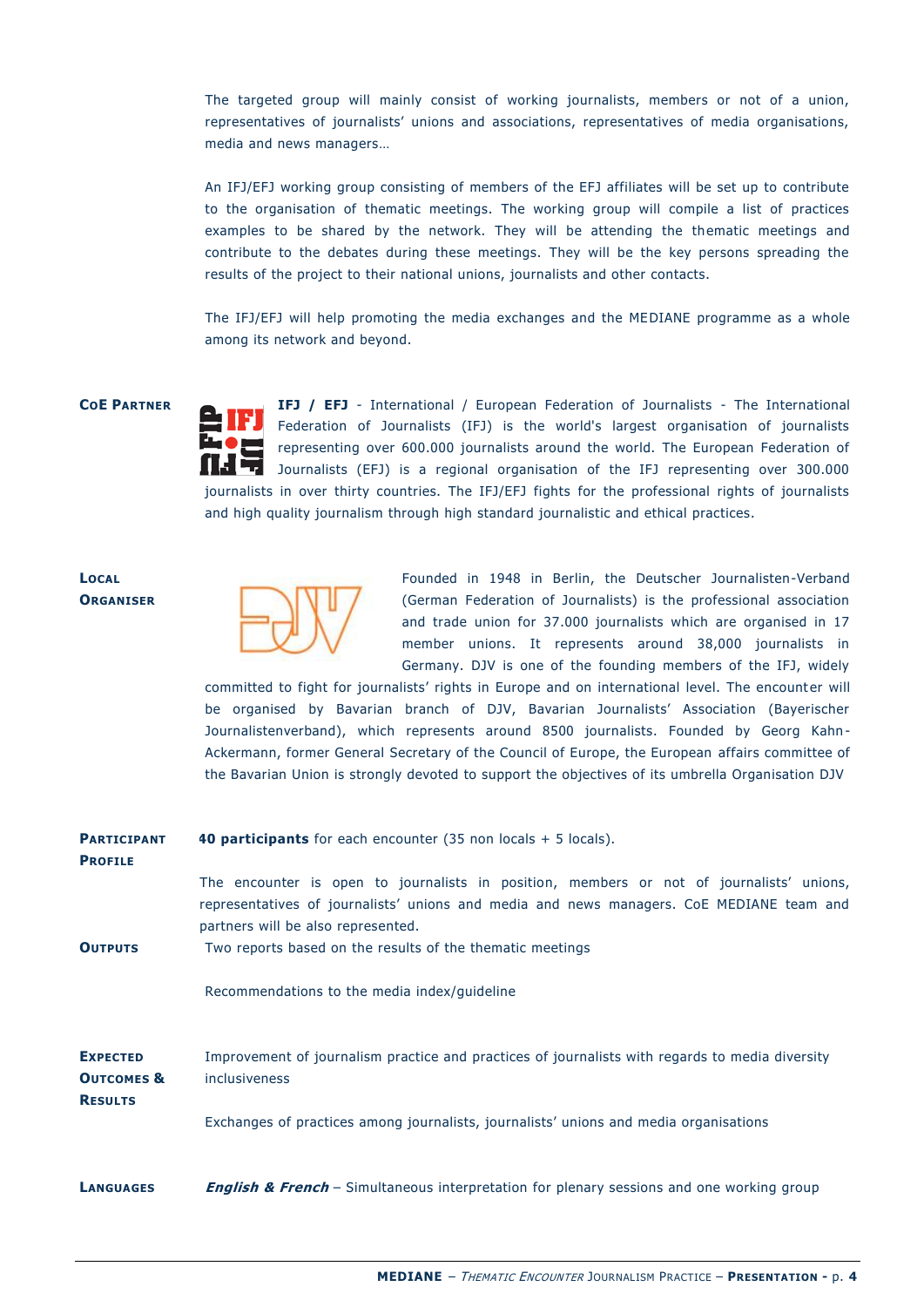The targeted group will mainly consist of working journalists, members or not of a union, representatives of journalists' unions and associations, representatives of media organisations, media and news managers…

An IFJ/EFJ working group consisting of members of the EFJ affiliates will be set up to contribute to the organisation of thematic meetings. The working group will compile a list of practices examples to be shared by the network. They will be attending the thematic meetings and contribute to the debates during these meetings. They will be the key persons spreading the results of the project to their national unions, journalists and other contacts.

The IFJ/EFJ will help promoting the media exchanges and the MEDIANE programme as a whole among its network and beyond.

**CoE Partner**

**IFJ / EFJ** - International / European Federation of Journalists - The International Federation of Journalists (IFJ) is the world's largest organisation of journalists representing over 600.000 journalists around the world. The European Federation of Journalists (EFJ) is a regional organisation of the IFJ representing over 300.000 journalists in over thirty countries. The IFJ/EFJ fights for the professional rights of journalists and high quality journalism through high standard journalistic and ethical practices.

**Local Organiser**

Founded in 1948 in Berlin, the Deutscher Journalisten-Verband (German Federation of Journalists) is the professional association and trade union for 37.000 journalists which are organised in 17 member unions. It represents around 38,000 journalists in Germany. DJV is one of the founding members of the IFJ, widely committed to fight for journalists' rights in Europe and on international level. The encounter will be organised by Bavarian branch of DJV, Bavarian Journalists' Association (Bayerischer Journalistenverband), which represents around 8500 journalists. Founded by Georg Kahn-Ackermann, former General Secretary of the Council of Europe, the European affairs committee of the Bavarian Union is strongly devoted to support the objectives of its umbrella Organisation DJV

**Participant Profile**

**40 participants** for each encounter (35 non locals + 5 locals).

The encounter is open to journalists in position, members or not of journalists' unions, representatives of journalists' unions and media and news managers. CoE MEDIANE team and partners will be also represented.

**Outputs**

Two reports based on the results of the thematic meetings

Recommendations to the media index/guideline

**Expected Outcomes & Results**

Improvement of journalism practice and practices of journalists with regards to media diversity inclusiveness

Exchanges of practices among journalists, journalists' unions and media organisations

**Languages**

***English & French*** – Simultaneous interpretation for plenary sessions and one working group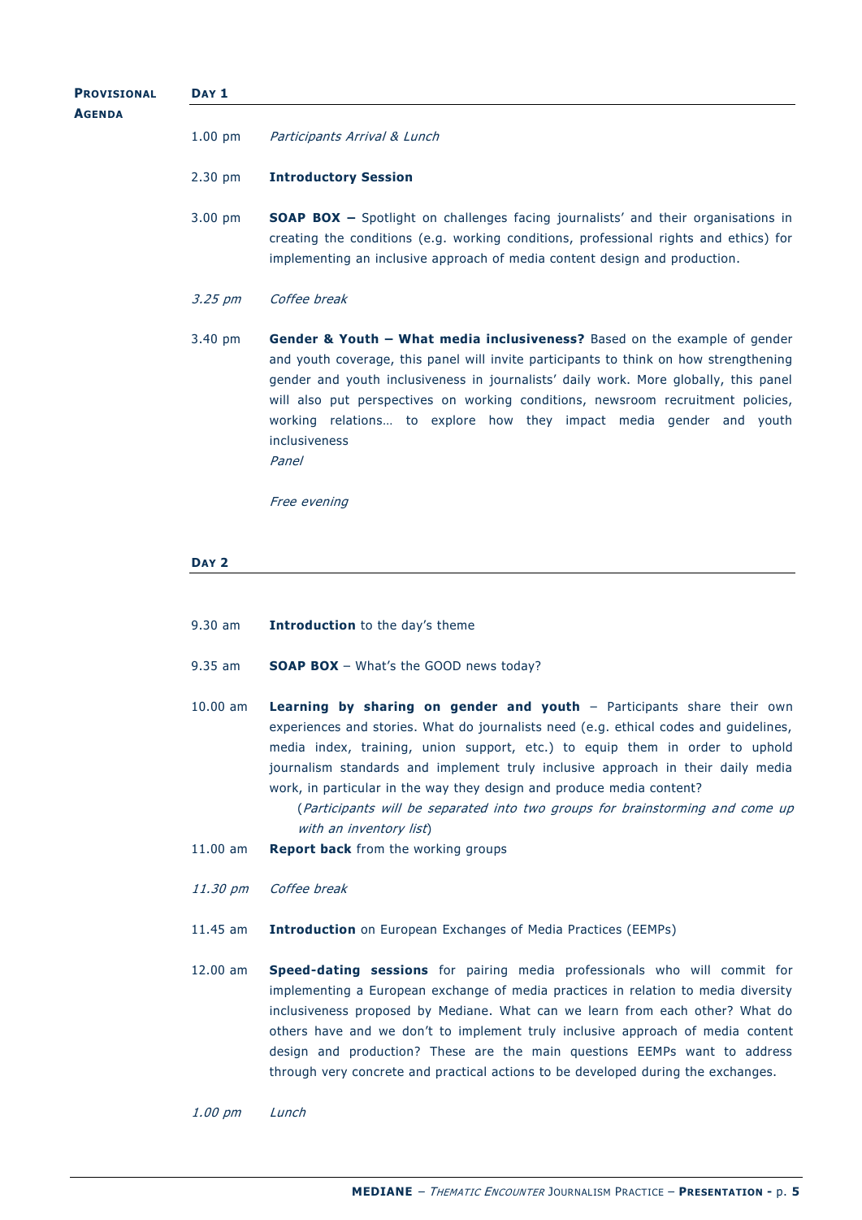## Provisional Agenda

### Day 1

1.00 pm *Participants Arrival & Lunch*

2.30 pm **Introductory Session**

3.00 pm **SOAP BOX –** Spotlight on challenges facing journalists' and their organisations in creating the conditions (e.g. working conditions, professional rights and ethics) for implementing an inclusive approach of media content design and production.

*3.25 pm* *Coffee break*

3.40 pm **Gender & Youth – What media inclusiveness?** Based on the example of gender and youth coverage, this panel will invite participants to think on how strengthening gender and youth inclusiveness in journalists' daily work. More globally, this panel will also put perspectives on working conditions, newsroom recruitment policies, working relations… to explore how they impact media gender and youth inclusiveness
*Panel*

*Free evening*

### Day 2

9.30 am **Introduction** to the day's theme

9.35 am **SOAP BOX** – What's the GOOD news today?

10.00 am **Learning by sharing on gender and youth** – Participants share their own experiences and stories. What do journalists need (e.g. ethical codes and guidelines, media index, training, union support, etc.) to equip them in order to uphold journalism standards and implement truly inclusive approach in their daily media work, in particular in the way they design and produce media content?
(*Participants will be separated into two groups for brainstorming and come up with an inventory list*)

11.00 am **Report back** from the working groups

*11.30 pm* *Coffee break*

11.45 am **Introduction** on European Exchanges of Media Practices (EEMPs)

12.00 am **Speed-dating sessions** for pairing media professionals who will commit for implementing a European exchange of media practices in relation to media diversity inclusiveness proposed by Mediane. What can we learn from each other? What do others have and we don't to implement truly inclusive approach of media content design and production? These are the main questions EEMPs want to address through very concrete and practical actions to be developed during the exchanges.

*1.00 pm* *Lunch*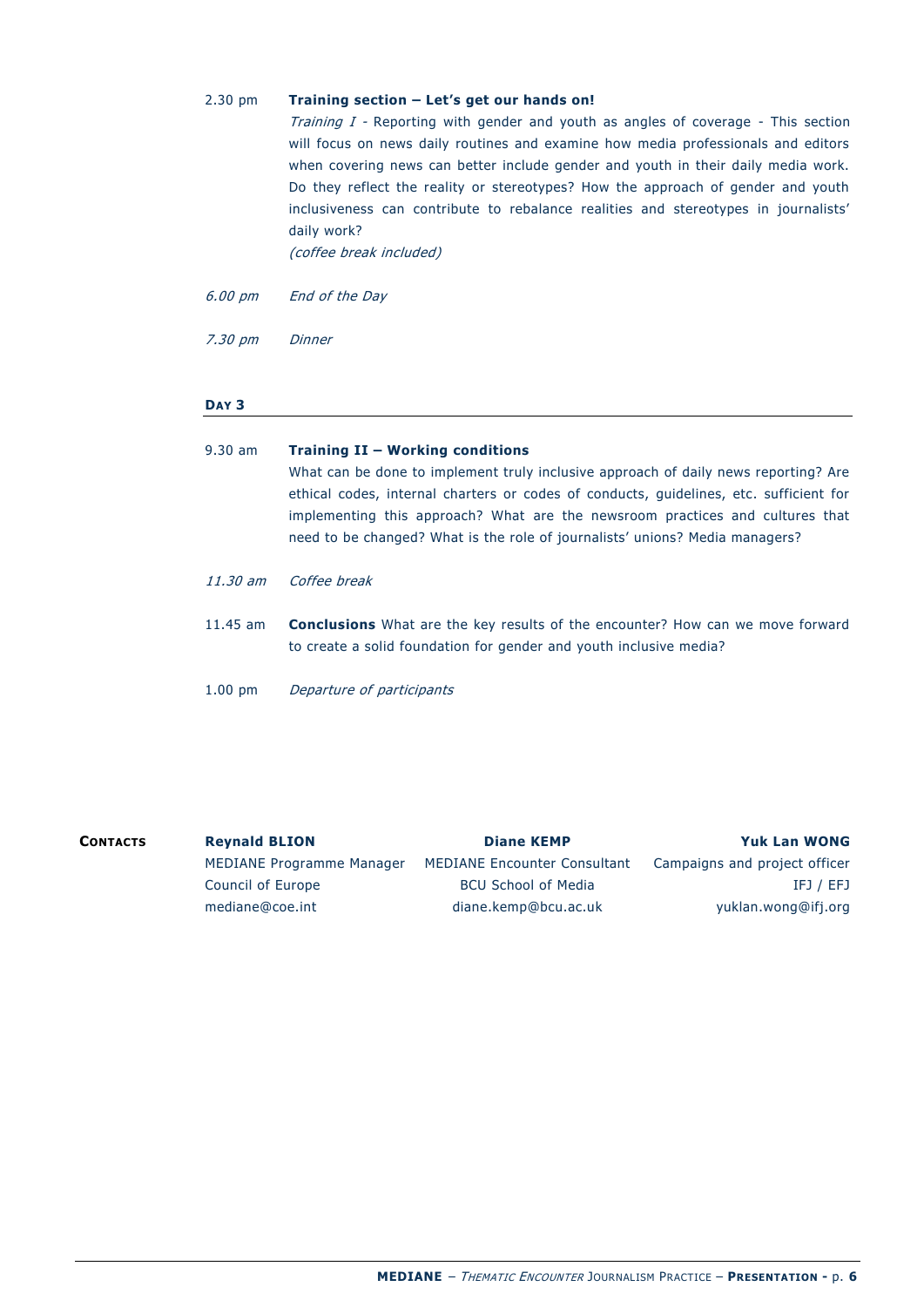2.30 pm **Training section – Let's get our hands on!**

*Training I* - Reporting with gender and youth as angles of coverage - This section will focus on news daily routines and examine how media professionals and editors when covering news can better include gender and youth in their daily media work. Do they reflect the reality or stereotypes? How the approach of gender and youth inclusiveness can contribute to rebalance realities and stereotypes in journalists' daily work?

*(coffee break included)*

*6.00 pm* *End of the Day*

*7.30 pm* *Dinner*

## DAY 3

9.30 am **Training II – Working conditions**

What can be done to implement truly inclusive approach of daily news reporting? Are ethical codes, internal charters or codes of conducts, guidelines, etc. sufficient for implementing this approach? What are the newsroom practices and cultures that need to be changed? What is the role of journalists' unions? Media managers?

*11.30 am* *Coffee break*

11.45 am **Conclusions** What are the key results of the encounter? How can we move forward to create a solid foundation for gender and youth inclusive media?

1.00 pm *Departure of participants*

**CONTACTS**

**Reynald BLION**
MEDIANE Programme Manager
Council of Europe
mediane@coe.int

**Diane KEMP**
MEDIANE Encounter Consultant
BCU School of Media
diane.kemp@bcu.ac.uk

**Yuk Lan WONG**
Campaigns and project officer
IFJ / EFJ
yuklan.wong@ifj.org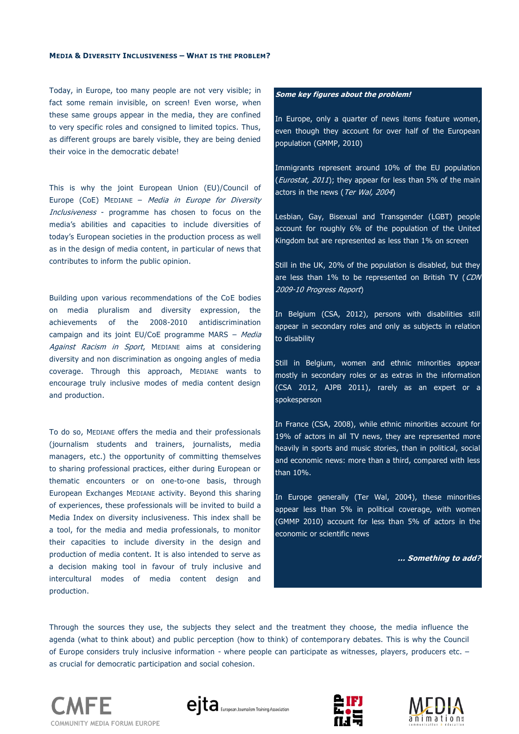## MEDIA & DIVERSITY INCLUSIVENESS – WHAT IS THE PROBLEM?

Today, in Europe, too many people are not very visible; in fact some remain invisible, on screen! Even worse, when these same groups appear in the media, they are confined to very specific roles and consigned to limited topics. Thus, as different groups are barely visible, they are being denied their voice in the democratic debate!

This is why the joint European Union (EU)/Council of Europe (CoE) MEDIANE – *Media in Europe for Diversity Inclusiveness* - programme has chosen to focus on the media's abilities and capacities to include diversities of today's European societies in the production process as well as in the design of media content, in particular of news that contributes to inform the public opinion.

Building upon various recommendations of the CoE bodies on media pluralism and diversity expression, the achievements of the 2008-2010 antidiscrimination campaign and its joint EU/CoE programme MARS – *Media Against Racism in Sport*, MEDIANE aims at considering diversity and non discrimination as ongoing angles of media coverage. Through this approach, MEDIANE wants to encourage truly inclusive modes of media content design and production.

To do so, MEDIANE offers the media and their professionals (journalism students and trainers, journalists, media managers, etc.) the opportunity of committing themselves to sharing professional practices, either during European or thematic encounters or on one-to-one basis, through European Exchanges MEDIANE activity. Beyond this sharing of experiences, these professionals will be invited to build a Media Index on diversity inclusiveness. This index shall be a tool, for the media and media professionals, to monitor their capacities to include diversity in the design and production of media content. It is also intended to serve as a decision making tool in favour of truly inclusive and intercultural modes of media content design and production.

***Some key figures about the problem!***

In Europe, only a quarter of news items feature women, even though they account for over half of the European population (GMMP, 2010)

Immigrants represent around 10% of the EU population (*Eurostat, 2011*); they appear for less than 5% of the main actors in the news (*Ter Wal, 2004*)

Lesbian, Gay, Bisexual and Transgender (LGBT) people account for roughly 6% of the population of the United Kingdom but are represented as less than 1% on screen

Still in the UK, 20% of the population is disabled, but they are less than 1% to be represented on British TV (*CDN 2009-10 Progress Report*)

In Belgium (CSA, 2012), persons with disabilities still appear in secondary roles and only as subjects in relation to disability

Still in Belgium, women and ethnic minorities appear mostly in secondary roles or as extras in the information (CSA 2012, AJPB 2011), rarely as an expert or a spokesperson

In France (CSA, 2008), while ethnic minorities account for 19% of actors in all TV news, they are represented more heavily in sports and music stories, than in political, social and economic news: more than a third, compared with less than 10%.

In Europe generally (Ter Wal, 2004), these minorities appear less than 5% in political coverage, with women (GMMP 2010) account for less than 5% of actors in the economic or scientific news

***... Something to add?***

Through the sources they use, the subjects they select and the treatment they choose, the media influence the agenda (what to think about) and public perception (how to think) of contemporary debates. This is why the Council of Europe considers truly inclusive information - where people can participate as witnesses, players, producers etc. – as crucial for democratic participation and social cohesion.

CMFE COMMUNITY MEDIA FORUM EUROPE

ejta European Journalism Training Association

IFJ FIJ

MEDIA animation